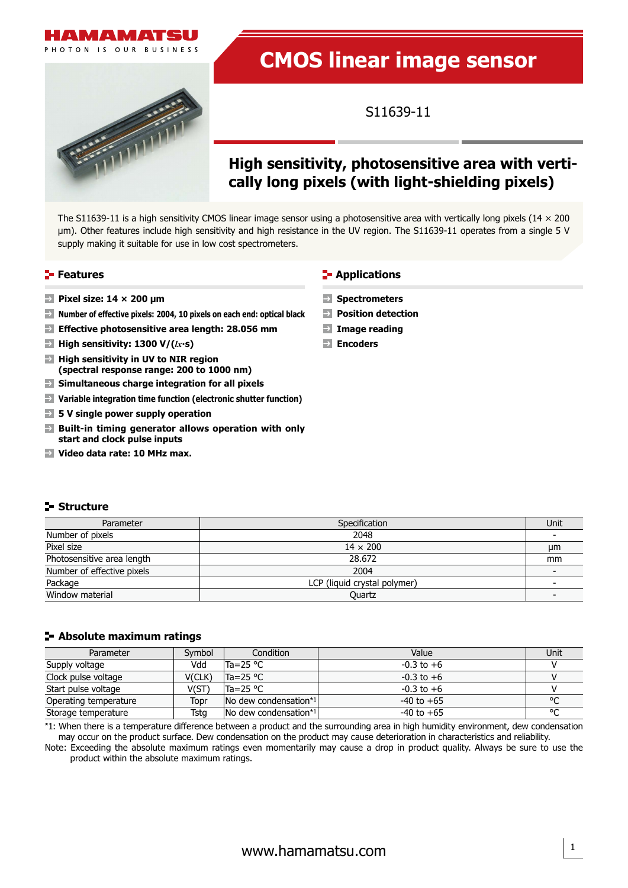HAMAMATSU

PHOTON IS OUR BUSINESS

# CMOS linear image sensor

S11639-11

## High sensitivity, photosensitive area with vertically long pixels (with light-shielding pixels)

The S11639-11 is a high sensitivity CMOS linear image sensor using a photosensitive area with vertically long pixels (14 × 200 µm). Other features include high sensitivity and high resistance in the UV region. The S11639-11 operates from a single 5 V supply making it suitable for use in low cost spectrometers.

## Features

- **Pixel size: 14 × 200 µm**
- **Number of effective pixels: 2004, 10 pixels on each end: optical black**
- **Effective photosensitive area length: 28.056 mm**
- **High sensitivity: 1300 V/(lx·s)**
- **High sensitivity in UV to NIR region (spectral response range: 200 to 1000 nm)**
- **Simultaneous charge integration for all pixels**
- **Variable integration time function (electronic shutter function)**
- **5 V single power supply operation**
- **Built-in timing generator allows operation with only start and clock pulse inputs**
- **Video data rate: 10 MHz max.**

## Applications

- **Spectrometers**
- **Position detection**
- **Image reading**
- **Encoders**

## Structure

| Parameter | Specification | Unit |
|---|---|---|
| Number of pixels | 2048 | - |
| Pixel size | 14 × 200 | µm |
| Photosensitive area length | 28.672 | mm |
| Number of effective pixels | 2004 | - |
| Package | LCP (liquid crystal polymer) | - |
| Window material | Quartz | - |

## Absolute maximum ratings

| Parameter | Symbol | Condition | Value | Unit |
|---|---|---|---|---|
| Supply voltage | Vdd | Ta=25 °C | -0.3 to +6 | V |
| Clock pulse voltage | V(CLK) | Ta=25 °C | -0.3 to +6 | V |
| Start pulse voltage | V(ST) | Ta=25 °C | -0.3 to +6 | V |
| Operating temperature | Topr | No dew condensation*1 | -40 to +65 | °C |
| Storage temperature | Tstg | No dew condensation*1 | -40 to +65 | °C |

*1: When there is a temperature difference between a product and the surrounding area in high humidity environment, dew condensation may occur on the product surface. Dew condensation on the product may cause deterioration in characteristics and reliability.

Note: Exceeding the absolute maximum ratings even momentarily may cause a drop in product quality. Always be sure to use the product within the absolute maximum ratings.

www.hamamatsu.com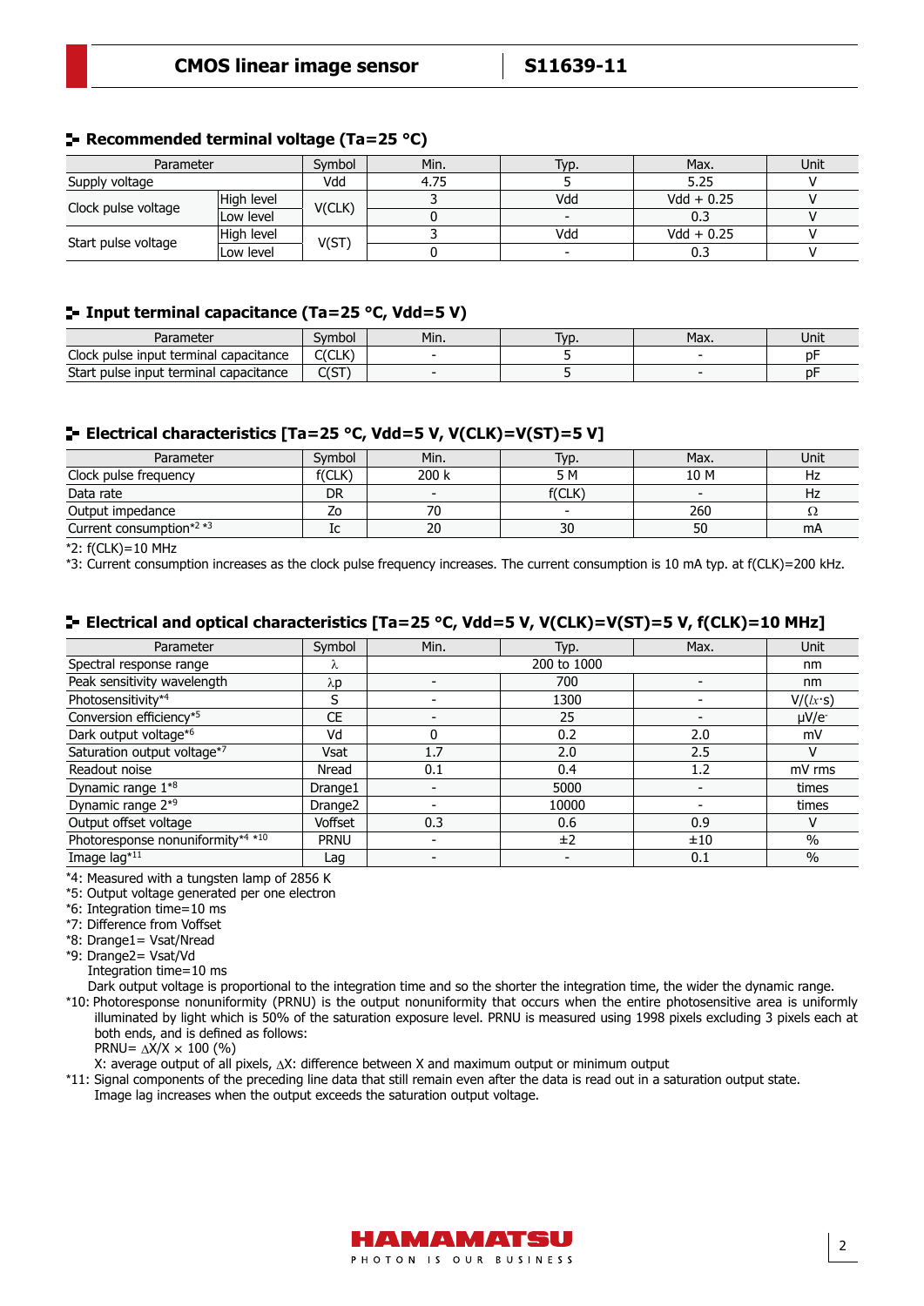## Recommended terminal voltage (Ta=25 °C)

| Parameter | | Symbol | Min. | Typ. | Max. | Unit |
|---|---|---|---|---|---|---|
| Supply voltage | | Vdd | 4.75 | 5 | 5.25 | V |
| Clock pulse voltage | High level | V(CLK) | 3 | Vdd | Vdd + 0.25 | V |
| | Low level | | 0 | - | 0.3 | V |
| Start pulse voltage | High level | V(ST) | 3 | Vdd | Vdd + 0.25 | V |
| | Low level | | 0 | - | 0.3 | V |

## Input terminal capacitance (Ta=25 °C, Vdd=5 V)

| Parameter | Symbol | Min. | Typ. | Max. | Unit |
|---|---|---|---|---|---|
| Clock pulse input terminal capacitance | C(CLK) | - | 5 | - | pF |
| Start pulse input terminal capacitance | C(ST) | - | 5 | - | pF |

## Electrical characteristics [Ta=25 °C, Vdd=5 V, V(CLK)=V(ST)=5 V]

| Parameter | Symbol | Min. | Typ. | Max. | Unit |
|---|---|---|---|---|---|
| Clock pulse frequency | f(CLK) | 200 k | 5 M | 10 M | Hz |
| Data rate | DR | - | f(CLK) | - | Hz |
| Output impedance | Zo | 70 | - | 260 | Ω |
| Current consumption*2 *3 | Ic | 20 | 30 | 50 | mA |

*2: f(CLK)=10 MHz
*3: Current consumption increases as the clock pulse frequency increases. The current consumption is 10 mA typ. at f(CLK)=200 kHz.

## Electrical and optical characteristics [Ta=25 °C, Vdd=5 V, V(CLK)=V(ST)=5 V, f(CLK)=10 MHz]

| Parameter | Symbol | Min. | Typ. | Max. | Unit |
|---|---|---|---|---|---|
| Spectral response range | λ | | 200 to 1000 | | nm |
| Peak sensitivity wavelength | λp | - | 700 | - | nm |
| Photosensitivity*4 | S | - | 1300 | - | V/(lx·s) |
| Conversion efficiency*5 | CE | - | 25 | - | μV/e- |
| Dark output voltage*6 | Vd | 0 | 0.2 | 2.0 | mV |
| Saturation output voltage*7 | Vsat | 1.7 | 2.0 | 2.5 | V |
| Readout noise | Nread | 0.1 | 0.4 | 1.2 | mV rms |
| Dynamic range 1*8 | Drange1 | - | 5000 | - | times |
| Dynamic range 2*9 | Drange2 | - | 10000 | - | times |
| Output offset voltage | Voffset | 0.3 | 0.6 | 0.9 | V |
| Photoresponse nonuniformity*4 *10 | PRNU | - | ±2 | ±10 | % |
| Image lag*11 | Lag | - | - | 0.1 | % |

*4: Measured with a tungsten lamp of 2856 K
*5: Output voltage generated per one electron
*6: Integration time=10 ms
*7: Difference from Voffset
*8: Drange1= Vsat/Nread
*9: Drange2= Vsat/Vd
Integration time=10 ms
Dark output voltage is proportional to the integration time and so the shorter the integration time, the wider the dynamic range.
*10: Photoresponse nonuniformity (PRNU) is the output nonuniformity that occurs when the entire photosensitive area is uniformly illuminated by light which is 50% of the saturation exposure level. PRNU is measured using 1998 pixels excluding 3 pixels each at both ends, and is defined as follows:
PRNU= $\Delta X/X \times 100$ (%)
X: average output of all pixels, ΔX: difference between X and maximum output or minimum output
*11: Signal components of the preceding line data that still remain even after the data is read out in a saturation output state. Image lag increases when the output exceeds the saturation output voltage.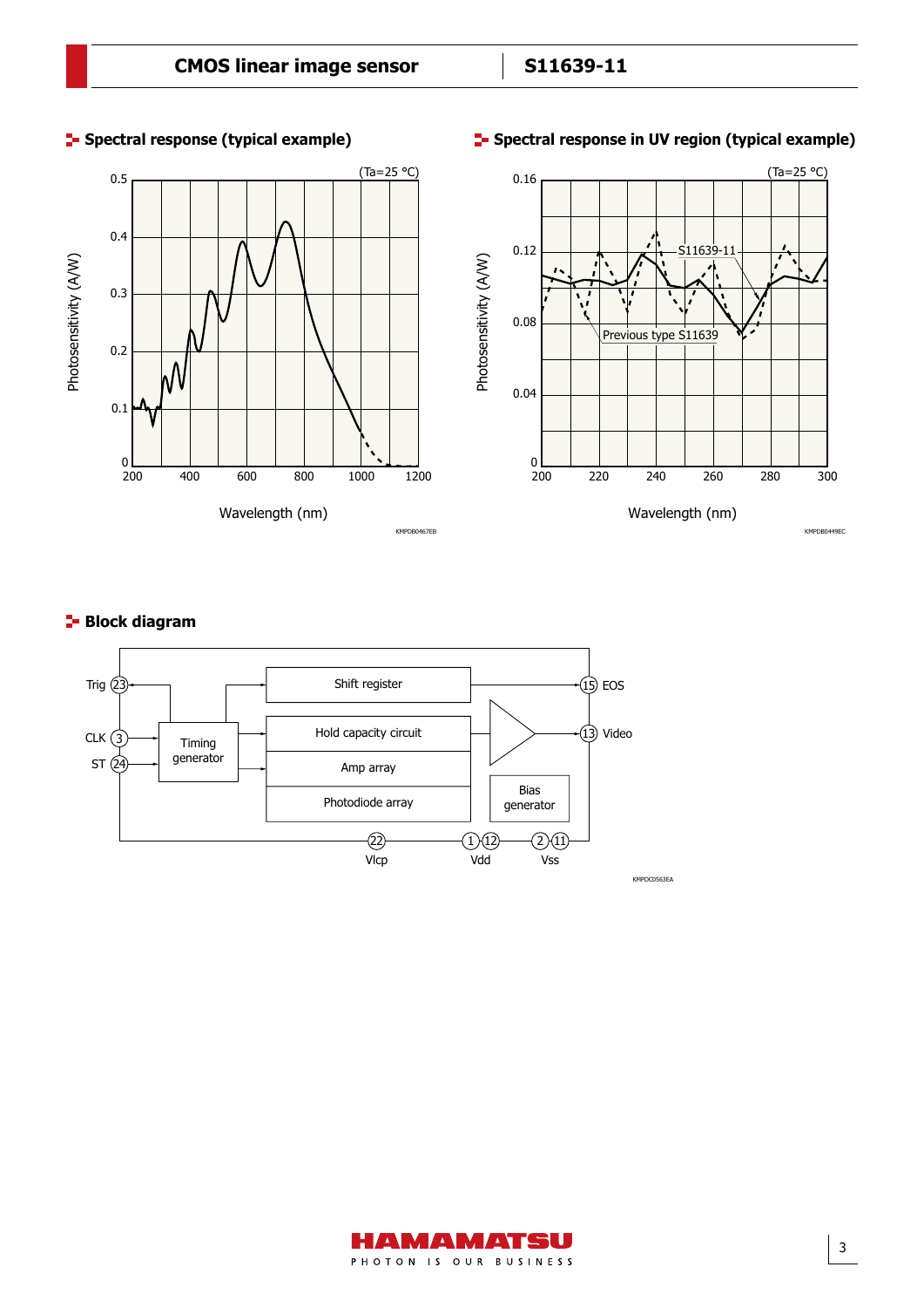## Spectral response (typical example)

(Ta=25 °C)

KMPDB0467EB

## Spectral response in UV region (typical example)

(Ta=25 °C)

KMPDB0449EC

## Block diagram

KMPDC0563EA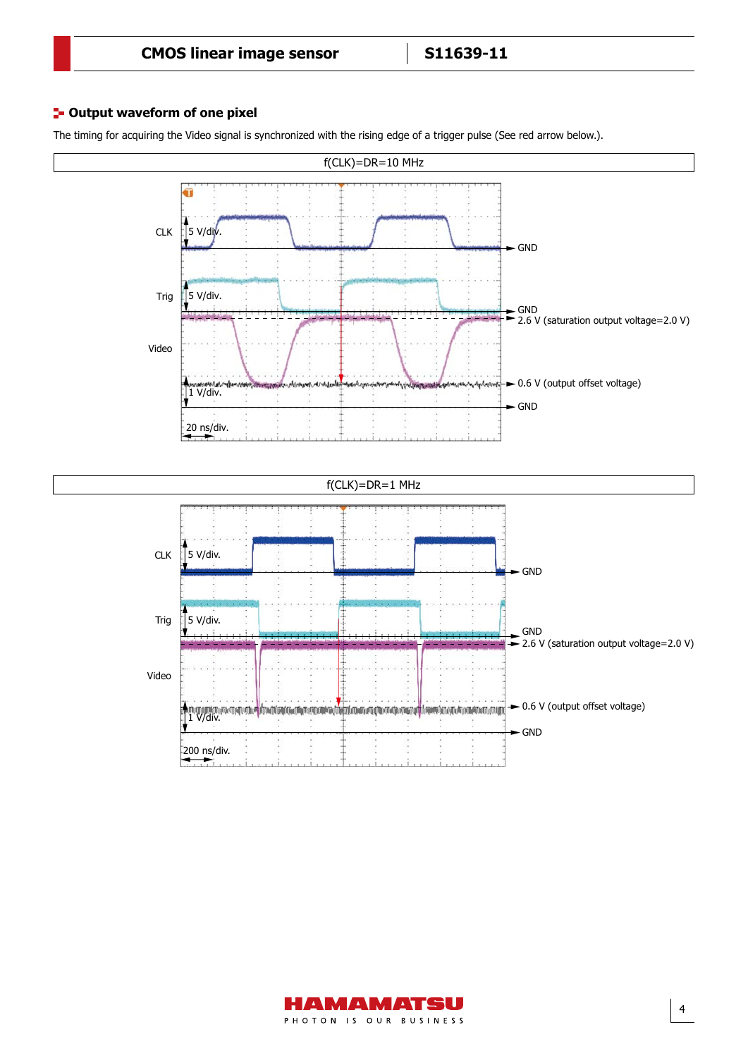## Output waveform of one pixel

The timing for acquiring the Video signal is synchronized with the rising edge of a trigger pulse (See red arrow below.).

f(CLK)=DR=10 MHz

CLK 5 V/div. — GND

Trig 5 V/div. — GND

Video — 2.6 V (saturation output voltage=2.0 V)

1 V/div. — 0.6 V (output offset voltage)

GND

20 ns/div.

f(CLK)=DR=1 MHz

CLK 5 V/div. — GND

Trig 5 V/div. — GND

Video — 2.6 V (saturation output voltage=2.0 V)

1 V/div. — 0.6 V (output offset voltage)

GND

200 ns/div.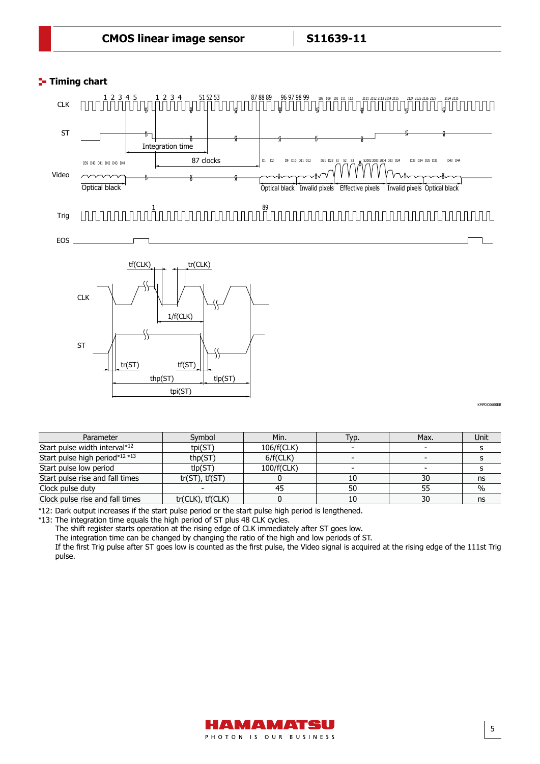## Timing chart

| Parameter | Symbol | Min. | Typ. | Max. | Unit |
|---|---|---|---|---|---|
| Start pulse width interval*12 | tpi(ST) | 106/f(CLK) | - | - | s |
| Start pulse high period*12 *13 | thp(ST) | 6/f(CLK) | - | - | s |
| Start pulse low period | tlp(ST) | 100/f(CLK) | - | - | s |
| Start pulse rise and fall times | tr(ST), tf(ST) | 0 | 10 | 30 | ns |
| Clock pulse duty | - | 45 | 50 | 55 | % |
| Clock pulse rise and fall times | tr(CLK), tf(CLK) | 0 | 10 | 30 | ns |

*12: Dark output increases if the start pulse period or the start pulse high period is lengthened.

*13: The integration time equals the high period of ST plus 48 CLK cycles.
The shift register starts operation at the rising edge of CLK immediately after ST goes low.
The integration time can be changed by changing the ratio of the high and low periods of ST.
If the first Trig pulse after ST goes low is counted as the first pulse, the Video signal is acquired at the rising edge of the 111st Trig pulse.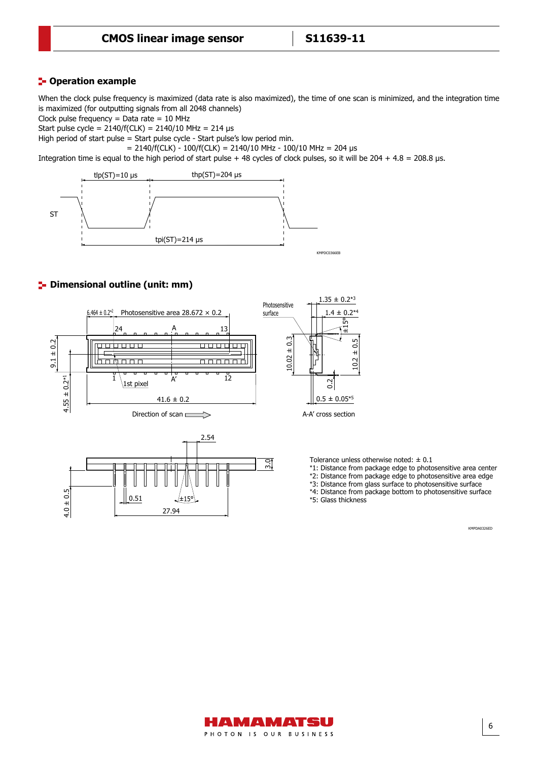## Operation example

When the clock pulse frequency is maximized (data rate is also maximized), the time of one scan is minimized, and the integration time is maximized (for outputting signals from all 2048 channels)

Clock pulse frequency = Data rate = 10 MHz

Start pulse cycle = 2140/f(CLK) = 2140/10 MHz = 214 μs

High period of start pulse = Start pulse cycle - Start pulse's low period min.

= 2140/f(CLK) - 100/f(CLK) = 2140/10 MHz - 100/10 MHz = 204 μs

Integration time is equal to the high period of start pulse + 48 cycles of clock pulses, so it will be 204 + 4.8 = 208.8 μs.

tlp(ST)=10 μs   thp(ST)=204 μs

ST

tpi(ST)=214 μs

KMPDC0366EB

## Dimensional outline (unit: mm)

6.464 ± 0.2*2   Photosensitive area 28.672 × 0.2

24   A   13

9.1 ± 0.2

4.55 ± 0.2*1

1   A'   12

1st pixel

41.6 ± 0.2

Direction of scan

Photosensitive surface

1.35 ± 0.2*3

1.4 ± 0.2*4

±15°

10.02 ± 0.3

10.2 ± 0.5

0.2

0.5 ± 0.05*5

A-A' cross section

2.54

3.0

4.0 ± 0.5

0.51

±15°

27.94

Tolerance unless otherwise noted: ± 0.1

*1: Distance from package edge to photosensitive area center

*2: Distance from package edge to photosensitive area edge

*3: Distance from glass surface to photosensitive surface

*4: Distance from package bottom to photosensitive surface

*5: Glass thickness

KMPDA0326ED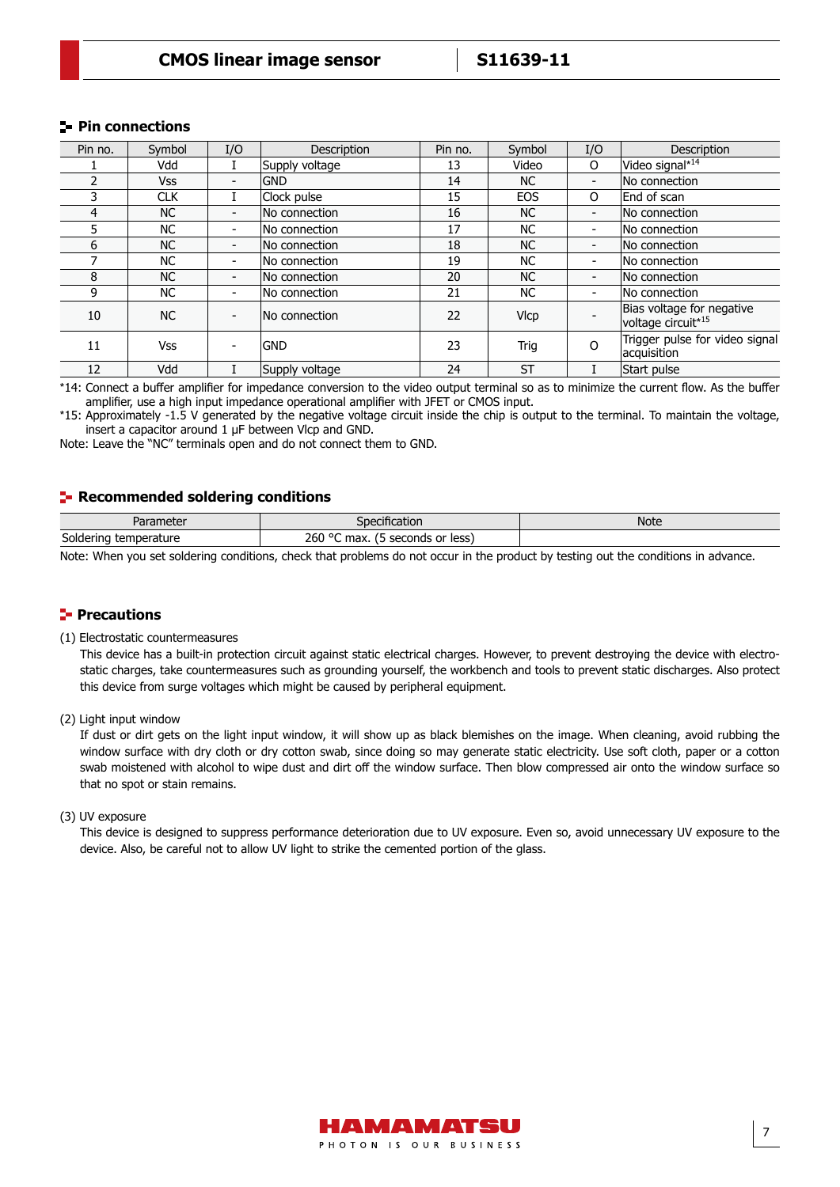## Pin connections

| Pin no. | Symbol | I/O | Description | Pin no. | Symbol | I/O | Description |
|---|---|---|---|---|---|---|---|
| 1 | Vdd | I | Supply voltage | 13 | Video | O | Video signal*14 |
| 2 | Vss | - | GND | 14 | NC | - | No connection |
| 3 | CLK | I | Clock pulse | 15 | EOS | O | End of scan |
| 4 | NC | - | No connection | 16 | NC | - | No connection |
| 5 | NC | - | No connection | 17 | NC | - | No connection |
| 6 | NC | - | No connection | 18 | NC | - | No connection |
| 7 | NC | - | No connection | 19 | NC | - | No connection |
| 8 | NC | - | No connection | 20 | NC | - | No connection |
| 9 | NC | - | No connection | 21 | NC | - | No connection |
| 10 | NC | - | No connection | 22 | Vlcp | - | Bias voltage for negative voltage circuit*15 |
| 11 | Vss | - | GND | 23 | Trig | O | Trigger pulse for video signal acquisition |
| 12 | Vdd | I | Supply voltage | 24 | ST | I | Start pulse |

*14: Connect a buffer amplifier for impedance conversion to the video output terminal so as to minimize the current flow. As the buffer amplifier, use a high input impedance operational amplifier with JFET or CMOS input.

*15: Approximately -1.5 V generated by the negative voltage circuit inside the chip is output to the terminal. To maintain the voltage, insert a capacitor around 1 µF between Vlcp and GND.

Note: Leave the “NC” terminals open and do not connect them to GND.

## Recommended soldering conditions

| Parameter | Specification | Note |
|---|---|---|
| Soldering temperature | 260 °C max. (5 seconds or less) | |

Note: When you set soldering conditions, check that problems do not occur in the product by testing out the conditions in advance.

## Precautions

(1) Electrostatic countermeasures

This device has a built-in protection circuit against static electrical charges. However, to prevent destroying the device with electrostatic charges, take countermeasures such as grounding yourself, the workbench and tools to prevent static discharges. Also protect this device from surge voltages which might be caused by peripheral equipment.

(2) Light input window

If dust or dirt gets on the light input window, it will show up as black blemishes on the image. When cleaning, avoid rubbing the window surface with dry cloth or dry cotton swab, since doing so may generate static electricity. Use soft cloth, paper or a cotton swab moistened with alcohol to wipe dust and dirt off the window surface. Then blow compressed air onto the window surface so that no spot or stain remains.

(3) UV exposure

This device is designed to suppress performance deterioration due to UV exposure. Even so, avoid unnecessary UV exposure to the device. Also, be careful not to allow UV light to strike the cemented portion of the glass.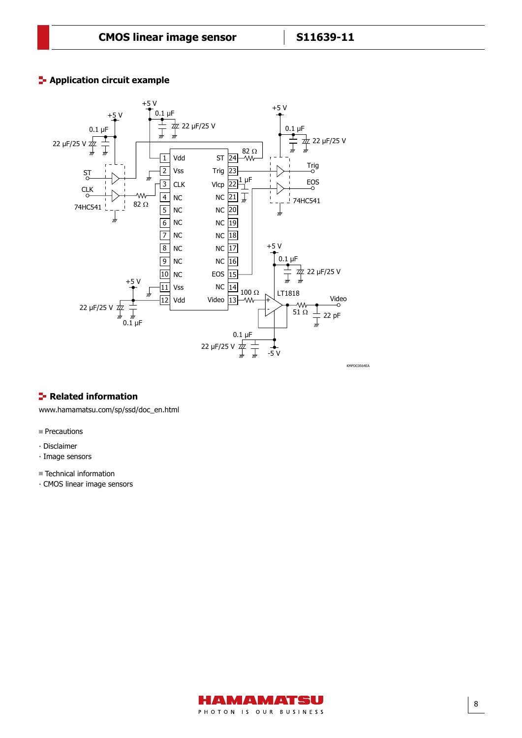## Application circuit example

KMPDC0564EA

## Related information

www.hamamatsu.com/sp/ssd/doc_en.html

■ Precautions

· Disclaimer
· Image sensors

■ Technical information

· CMOS linear image sensors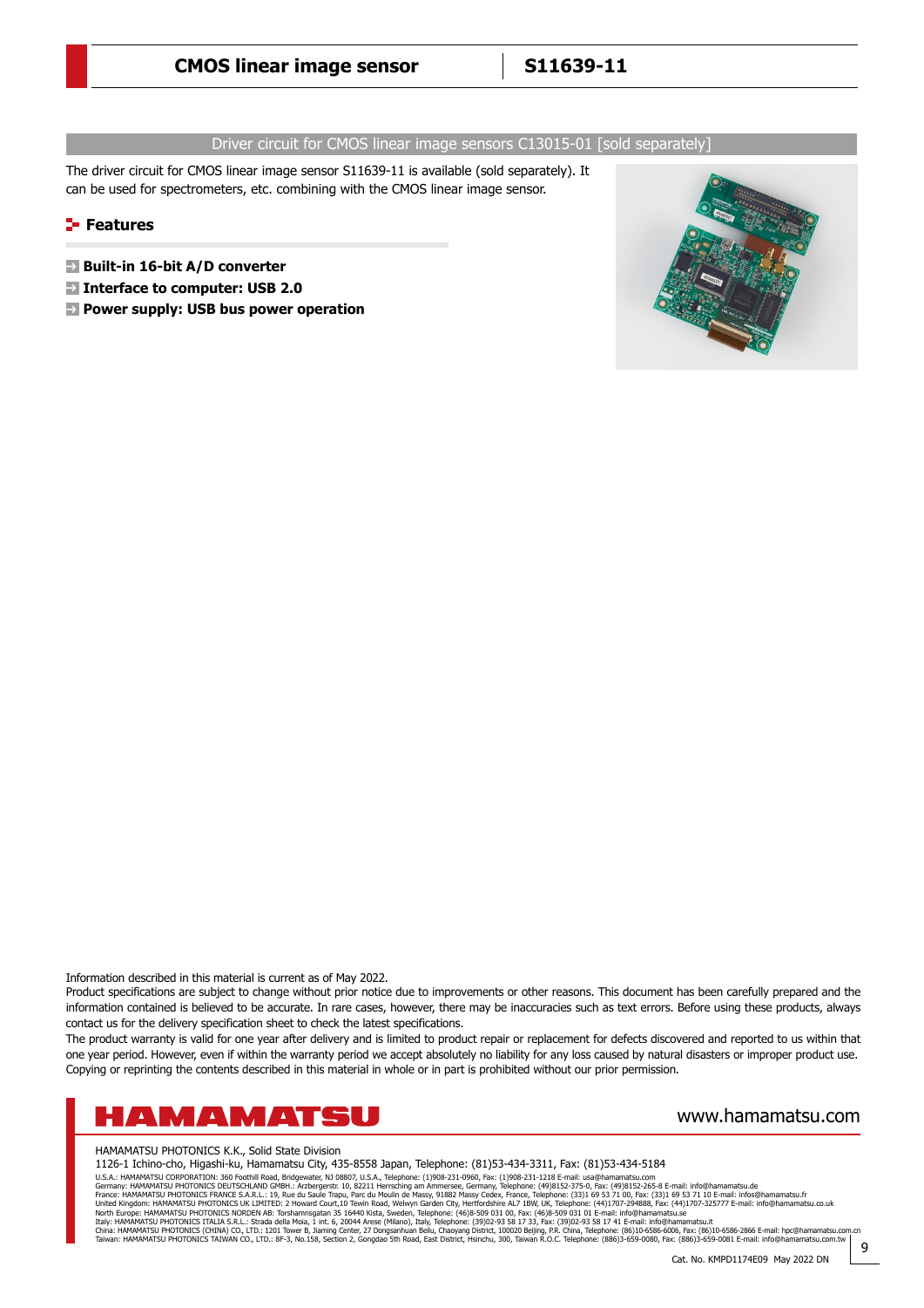## Driver circuit for CMOS linear image sensors C13015-01 [sold separately]

The driver circuit for CMOS linear image sensor S11639-11 is available (sold separately). It can be used for spectrometers, etc. combining with the CMOS linear image sensor.

### Features

- **Built-in 16-bit A/D converter**
- **Interface to computer: USB 2.0**
- **Power supply: USB bus power operation**

Information described in this material is current as of May 2022.

Product specifications are subject to change without prior notice due to improvements or other reasons. This document has been carefully prepared and the information contained is believed to be accurate. In rare cases, however, there may be inaccuracies such as text errors. Before using these products, always contact us for the delivery specification sheet to check the latest specifications.

The product warranty is valid for one year after delivery and is limited to product repair or replacement for defects discovered and reported to us within that one year period. However, even if within the warranty period we accept absolutely no liability for any loss caused by natural disasters or improper product use.

Copying or reprinting the contents described in this material in whole or in part is prohibited without our prior permission.

**HAMAMATSU**

www.hamamatsu.com

HAMAMATSU PHOTONICS K.K., Solid State Division

1126-1 Ichino-cho, Higashi-ku, Hamamatsu City, 435-8558 Japan, Telephone: (81)53-434-3311, Fax: (81)53-434-5184

U.S.A.: HAMAMATSU CORPORATION: 360 Foothill Road, Bridgewater, NJ 08807, U.S.A., Telephone: (1)908-231-0960, Fax: (1)908-231-1218 E-mail: usa@hamamatsu.com

Germany: HAMAMATSU PHOTONICS DEUTSCHLAND GMBH.: Arzbergerstr. 10, 82211 Herrsching am Ammersee, Germany, Telephone: (49)8152-375-0, Fax: (49)8152-265-8 E-mail: info@hamamatsu.de

France: HAMAMATSU PHOTONICS FRANCE S.A.R.L.: 19, Rue du Saule Trapu, Parc du Moulin de Massy, 91882 Massy Cedex, France, Telephone: (33)1 69 53 71 00, Fax: (33)1 69 53 71 10 E-mail: infos@hamamatsu.fr

United Kingdom: HAMAMATSU PHOTONICS UK LIMITED: 2 Howard Court,10 Tewin Road, Welwyn Garden City, Hertfordshire AL7 1BW, UK, Telephone: (44)1707-294888, Fax: (44)1707-325777 E-mail: info@hamamatsu.co.uk

North Europe: HAMAMATSU PHOTONICS NORDEN AB: Torshamnsgatan 35 16440 Kista, Sweden, Telephone: (46)8-509 031 00, Fax: (46)8-509 031 01 E-mail: info@hamamatsu.se

Italy: HAMAMATSU PHOTONICS ITALIA S.R.L.: Strada della Moia, 1 int. 6, 20044 Arese (Milano), Italy, Telephone: (39)02-93 58 17 33, Fax: (39)02-93 58 17 41 E-mail: info@hamamatsu.it

China: HAMAMATSU PHOTONICS (CHINA) CO., LTD.: 1201 Tower B, Jiaming Center, 27 Dongsanhuan Beilu, Chaoyang District, 100020 Beijing, P.R. China, Telephone: (86)10-6586-6006, Fax: (86)10-6586-2866 E-mail: hpc@hamamatsu.com.cn

Taiwan: HAMAMATSU PHOTONICS TAIWAN CO., LTD.: 8F-3, No.158, Section 2, Gongdao 5th Road, East District, Hsinchu, 300, Taiwan R.O.C. Telephone: (886)3-659-0080, Fax: (886)3-659-0081 E-mail: info@hamamatsu.com.tw

Cat. No. KMPD1174E09 May 2022 DN